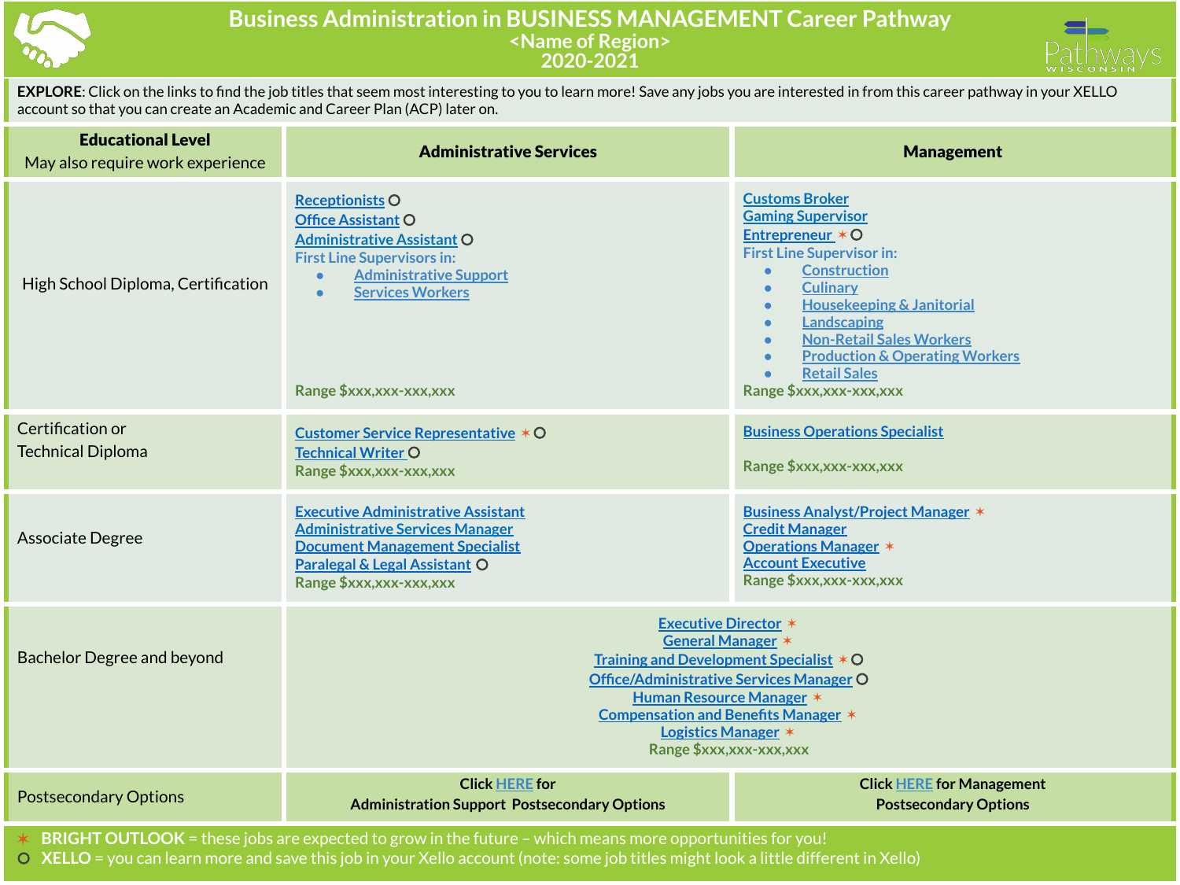# Business Administration in BUSINESS MANAGEMENT Career Pathway

## <Name of Region>

## 2020-2021

**EXPLORE**: Click on the links to find the job titles that seem most interesting to you to learn more! Save any jobs you are interested in from this career pathway in your XELLO account so that you can create an Academic and Career Plan (ACP) later on.

| **Educational Level** May also require work experience | **Administrative Services** | **Management** |
|---|---|---|
| High School Diploma, Certification | Receptionists ○<br>Office Assistant ○<br>Administrative Assistant ○<br>First Line Supervisors in:<br>• Administrative Support<br>• Services Workers<br>Range $xxx,xxx-xxx,xxx | Customs Broker<br>Gaming Supervisor<br>Entrepreneur ✶ ○<br>First Line Supervisor in:<br>• Construction<br>• Culinary<br>• Housekeeping & Janitorial<br>• Landscaping<br>• Non-Retail Sales Workers<br>• Production & Operating Workers<br>• Retail Sales<br>Range $xxx,xxx-xxx,xxx |
| Certification or Technical Diploma | Customer Service Representative ✶ ○<br>Technical Writer ○<br>Range $xxx,xxx-xxx,xxx | Business Operations Specialist<br>Range $xxx,xxx-xxx,xxx |
| Associate Degree | Executive Administrative Assistant<br>Administrative Services Manager<br>Document Management Specialist<br>Paralegal & Legal Assistant ○<br>Range $xxx,xxx-xxx,xxx | Business Analyst/Project Manager ✶<br>Credit Manager<br>Operations Manager ✶<br>Account Executive<br>Range $xxx,xxx-xxx,xxx |
| Bachelor Degree and beyond | Executive Director ✶<br>General Manager ✶<br>Training and Development Specialist ✶ ○<br>Office/Administrative Services Manager ○<br>Human Resource Manager ✶<br>Compensation and Benefits Manager ✶<br>Logistics Manager ✶<br>Range $xxx,xxx-xxx,xxx | |
| Postsecondary Options | Click HERE for Administration Support Postsecondary Options | Click HERE for Management Postsecondary Options |

✶ **BRIGHT OUTLOOK** = these jobs are expected to grow in the future – which means more opportunities for you!

○ **XELLO** = you can learn more and save this job in your Xello account (note: some job titles might look a little different in Xello)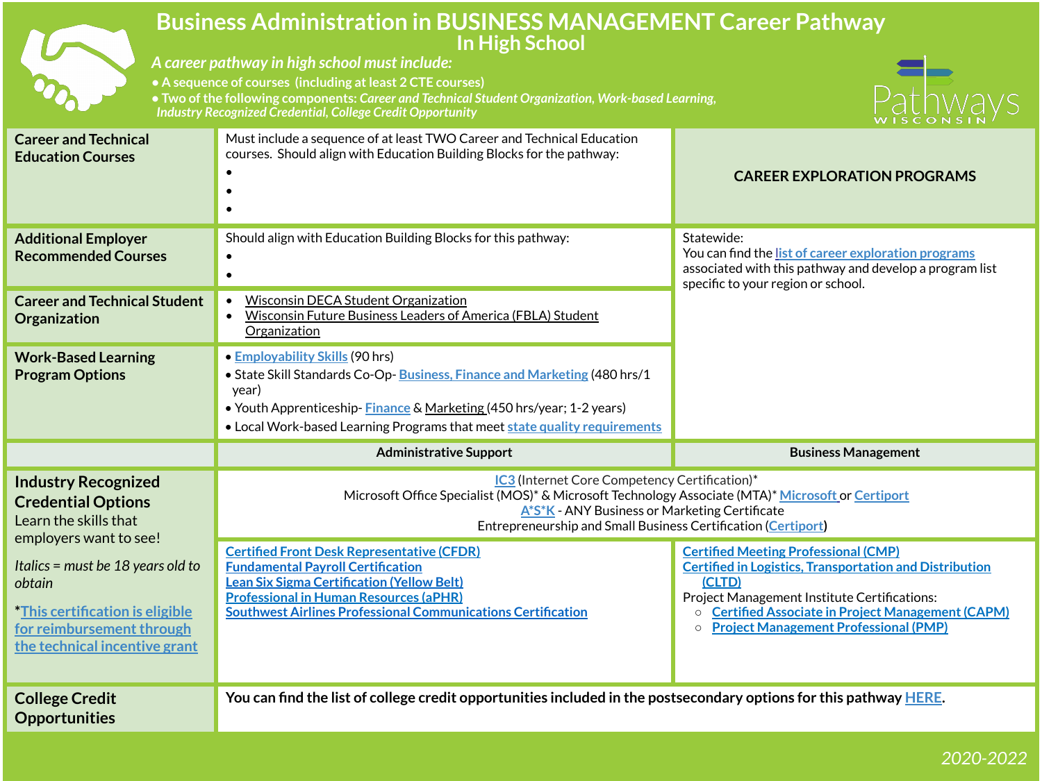# Business Administration in BUSINESS MANAGEMENT Career Pathway

## In High School

***A career pathway in high school must include:***

- A sequence of courses (including at least 2 CTE courses)
- Two of the following components: *Career and Technical Student Organization, Work-based Learning, Industry Recognized Credential, College Credit Opportunity*

| | | |
|---|---|---|
| **Career and Technical Education Courses** | Must include a sequence of at least TWO Career and Technical Education courses. Should align with Education Building Blocks for the pathway: • • • | **CAREER EXPLORATION PROGRAMS** |
| **Additional Employer Recommended Courses** | Should align with Education Building Blocks for this pathway: • • | Statewide: You can find the list of career exploration programs associated with this pathway and develop a program list specific to your region or school. |
| **Career and Technical Student Organization** | • Wisconsin DECA Student Organization • Wisconsin Future Business Leaders of America (FBLA) Student Organization | |
| **Work-Based Learning Program Options** | • Employability Skills (90 hrs) • State Skill Standards Co-Op- Business, Finance and Marketing (480 hrs/1 year) • Youth Apprenticeship- Finance & Marketing (450 hrs/year; 1-2 years) • Local Work-based Learning Programs that meet state quality requirements | |
| | **Administrative Support** | **Business Management** |
| **Industry Recognized Credential Options** Learn the skills that employers want to see! *Italics = must be 18 years old to obtain* *This certification is eligible for reimbursement through the technical incentive grant | IC3 (Internet Core Competency Certification)* Microsoft Office Specialist (MOS)* & Microsoft Technology Associate (MTA)* Microsoft or Certiport A*S*K - ANY Business or Marketing Certificate Entrepreneurship and Small Business Certification (Certiport) | |
| | Certified Front Desk Representative (CFDR) Fundamental Payroll Certification Lean Six Sigma Certification (Yellow Belt) Professional in Human Resources (aPHR) Southwest Airlines Professional Communications Certification | Certified Meeting Professional (CMP) Certified in Logistics, Transportation and Distribution (CLTD) Project Management Institute Certifications: ○ Certified Associate in Project Management (CAPM) ○ Project Management Professional (PMP) |
| **College Credit Opportunities** | **You can find the list of college credit opportunities included in the postsecondary options for this pathway HERE.** | |

*2020-2022*